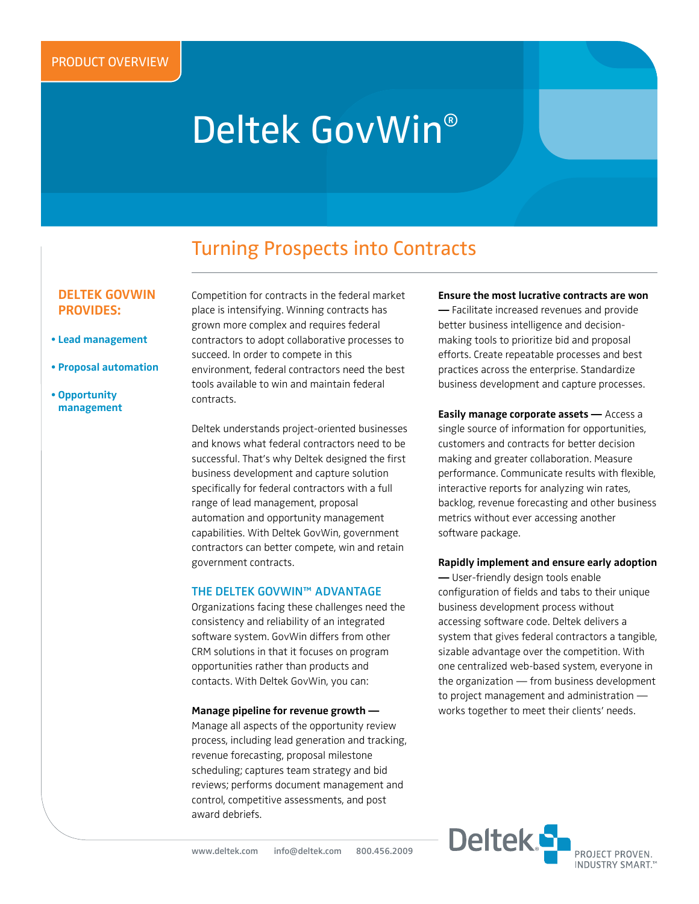PRODUCT OVERVIEW

# Deltek GovWin®

## Turning Prospects into Contracts

**DELTEK GOVWIN PROVIDES:**

- **Lead management**
- **Proposal automation**
- **Opportunity management**

Competition for contracts in the federal market place is intensifying. Winning contracts has grown more complex and requires federal contractors to adopt collaborative processes to succeed. In order to compete in this environment, federal contractors need the best tools available to win and maintain federal contracts.

Deltek understands project-oriented businesses and knows what federal contractors need to be successful. That's why Deltek designed the first business development and capture solution specifically for federal contractors with a full range of lead management, proposal automation and opportunity management capabilities. With Deltek GovWin, government contractors can better compete, win and retain government contracts.

### THE DELTEK GOVWIN™ ADVANTAGE

Organizations facing these challenges need the consistency and reliability of an integrated software system. GovWin differs from other CRM solutions in that it focuses on program opportunities rather than products and contacts. With Deltek GovWin, you can:

**Manage pipeline for revenue growth —** Manage all aspects of the opportunity review process, including lead generation and tracking, revenue forecasting, proposal milestone scheduling; captures team strategy and bid reviews; performs document management and control, competitive assessments, and post award debriefs.

**Ensure the most lucrative contracts are won —** Facilitate increased revenues and provide better business intelligence and decision-making tools to prioritize bid and proposal efforts. Create repeatable processes and best practices across the enterprise. Standardize business development and capture processes.

**Easily manage corporate assets —** Access a single source of information for opportunities, customers and contracts for better decision making and greater collaboration. Measure performance. Communicate results with flexible, interactive reports for analyzing win rates, backlog, revenue forecasting and other business metrics without ever accessing another software package.

**Rapidly implement and ensure early adoption —** User-friendly design tools enable configuration of fields and tabs to their unique business development process without accessing software code. Deltek delivers a system that gives federal contractors a tangible, sizable advantage over the competition. With one centralized web-based system, everyone in the organization — from business development to project management and administration — works together to meet their clients' needs.

www.deltek.com info@deltek.com 800.456.2009

Deltek® PROJECT PROVEN. INDUSTRY SMART.™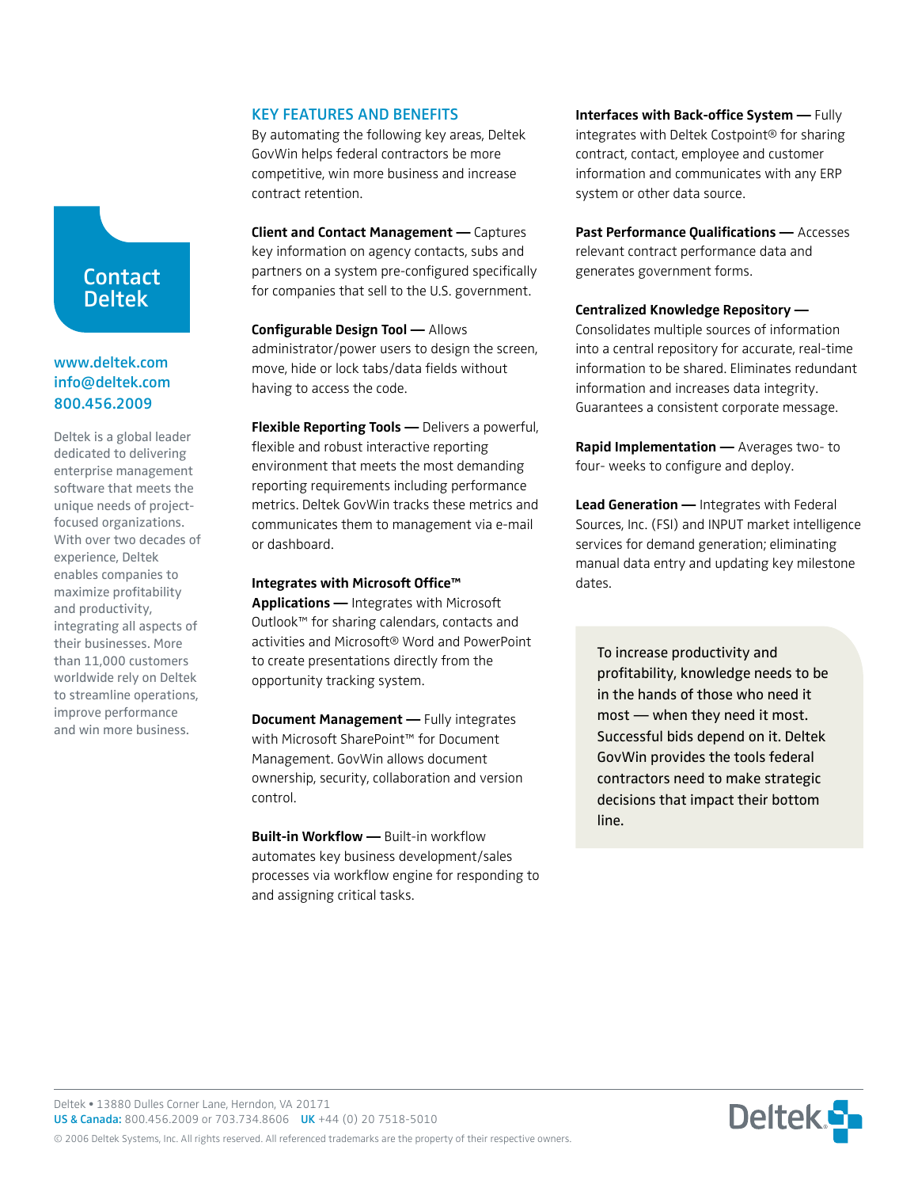## Contact Deltek

www.deltek.com
info@deltek.com
800.456.2009

Deltek is a global leader dedicated to delivering enterprise management software that meets the unique needs of project-focused organizations. With over two decades of experience, Deltek enables companies to maximize profitability and productivity, integrating all aspects of their businesses. More than 11,000 customers worldwide rely on Deltek to streamline operations, improve performance and win more business.

## KEY FEATURES AND BENEFITS

By automating the following key areas, Deltek GovWin helps federal contractors be more competitive, win more business and increase contract retention.

**Client and Contact Management —** Captures key information on agency contacts, subs and partners on a system pre-configured specifically for companies that sell to the U.S. government.

**Configurable Design Tool —** Allows administrator/power users to design the screen, move, hide or lock tabs/data fields without having to access the code.

**Flexible Reporting Tools —** Delivers a powerful, flexible and robust interactive reporting environment that meets the most demanding reporting requirements including performance metrics. Deltek GovWin tracks these metrics and communicates them to management via e-mail or dashboard.

**Integrates with Microsoft Office™ Applications —** Integrates with Microsoft Outlook™ for sharing calendars, contacts and activities and Microsoft® Word and PowerPoint to create presentations directly from the opportunity tracking system.

**Document Management —** Fully integrates with Microsoft SharePoint™ for Document Management. GovWin allows document ownership, security, collaboration and version control.

**Built-in Workflow —** Built-in workflow automates key business development/sales processes via workflow engine for responding to and assigning critical tasks.

**Interfaces with Back-office System —** Fully integrates with Deltek Costpoint® for sharing contract, contact, employee and customer information and communicates with any ERP system or other data source.

**Past Performance Qualifications —** Accesses relevant contract performance data and generates government forms.

**Centralized Knowledge Repository —** Consolidates multiple sources of information into a central repository for accurate, real-time information to be shared. Eliminates redundant information and increases data integrity. Guarantees a consistent corporate message.

**Rapid Implementation —** Averages two- to four- weeks to configure and deploy.

**Lead Generation —** Integrates with Federal Sources, Inc. (FSI) and INPUT market intelligence services for demand generation; eliminating manual data entry and updating key milestone dates.

To increase productivity and profitability, knowledge needs to be in the hands of those who need it most — when they need it most. Successful bids depend on it. Deltek GovWin provides the tools federal contractors need to make strategic decisions that impact their bottom line.

Deltek • 13880 Dulles Corner Lane, Herndon, VA 20171
US & Canada: 800.456.2009 or 703.734.8606 UK +44 (0) 20 7518-5010

© 2006 Deltek Systems, Inc. All rights reserved. All referenced trademarks are the property of their respective owners.